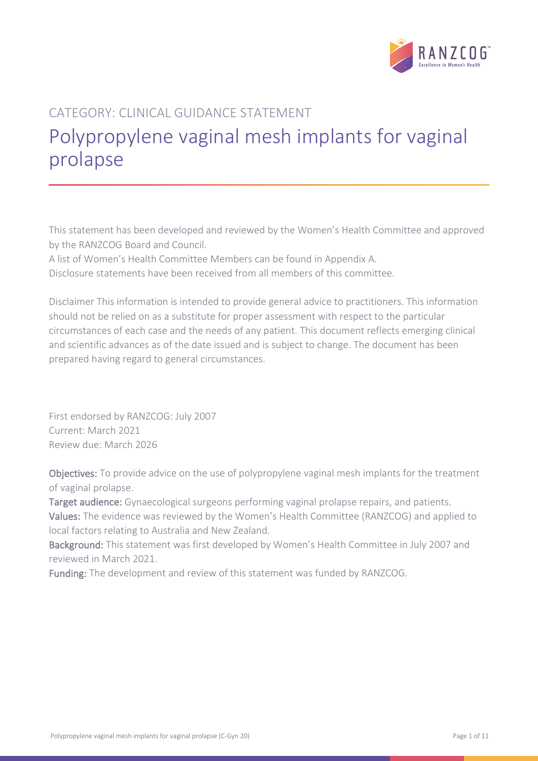CATEGORY: CLINICAL GUIDANCE STATEMENT

# Polypropylene vaginal mesh implants for vaginal prolapse

This statement has been developed and reviewed by the Women's Health Committee and approved by the RANZCOG Board and Council.

A list of Women's Health Committee Members can be found in Appendix A.

Disclosure statements have been received from all members of this committee.

Disclaimer This information is intended to provide general advice to practitioners. This information should not be relied on as a substitute for proper assessment with respect to the particular circumstances of each case and the needs of any patient. This document reflects emerging clinical and scientific advances as of the date issued and is subject to change. The document has been prepared having regard to general circumstances.

First endorsed by RANZCOG: July 2007
Current: March 2021
Review due: March 2026

**Objectives:** To provide advice on the use of polypropylene vaginal mesh implants for the treatment of vaginal prolapse.

**Target audience:** Gynaecological surgeons performing vaginal prolapse repairs, and patients.

**Values:** The evidence was reviewed by the Women's Health Committee (RANZCOG) and applied to local factors relating to Australia and New Zealand.

**Background:** This statement was first developed by Women's Health Committee in July 2007 and reviewed in March 2021.

**Funding:** The development and review of this statement was funded by RANZCOG.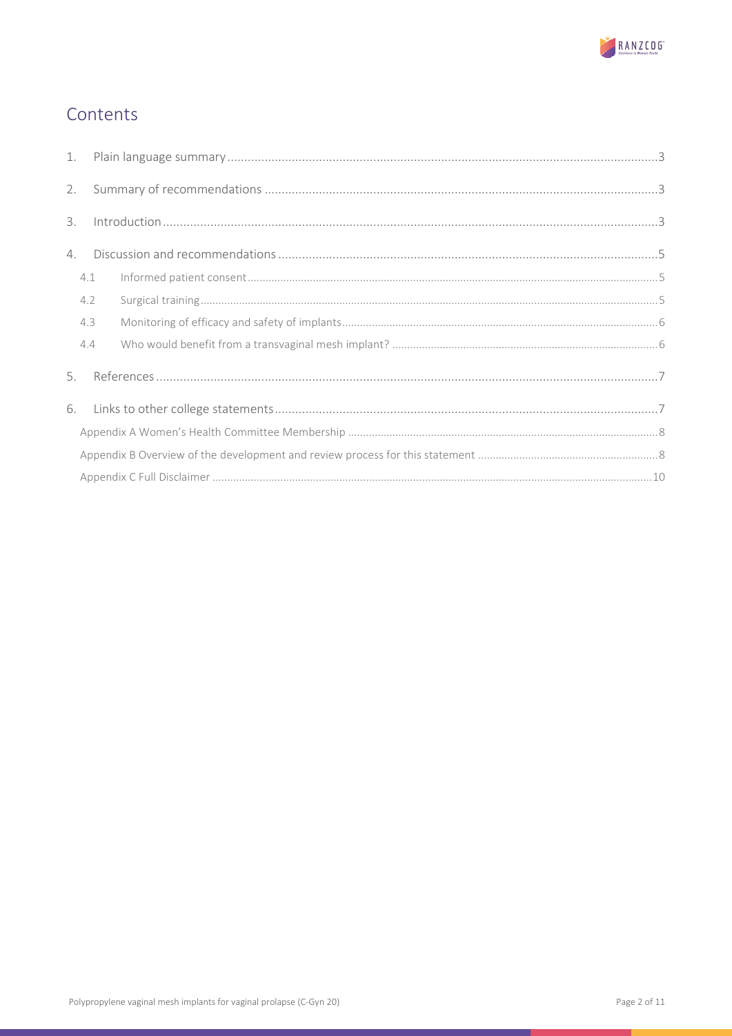# Contents

1. Plain language summary ......... 3
2. Summary of recommendations ......... 3
3. Introduction ......... 3
4. Discussion and recommendations ......... 5
   - 4.1 Informed patient consent ......... 5
   - 4.2 Surgical training ......... 5
   - 4.3 Monitoring of efficacy and safety of implants ......... 6
   - 4.4 Who would benefit from a transvaginal mesh implant? ......... 6
5. References ......... 7
6. Links to other college statements ......... 7
   - Appendix A Women's Health Committee Membership ......... 8
   - Appendix B Overview of the development and review process for this statement ......... 8
   - Appendix C Full Disclaimer ......... 10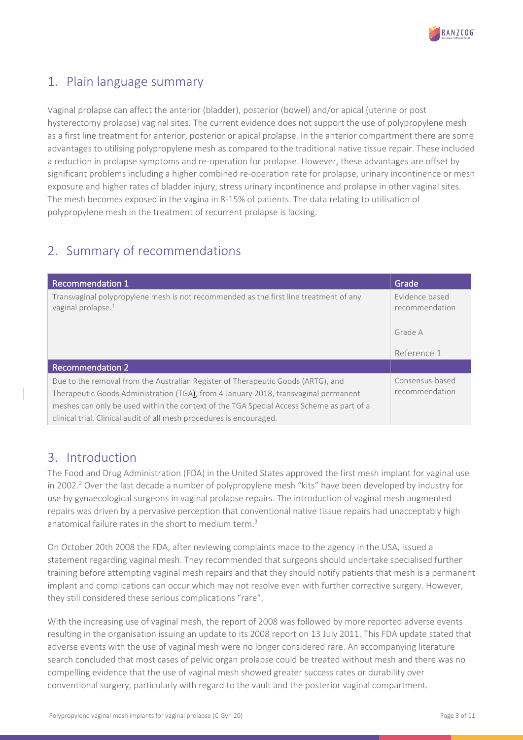## 1. Plain language summary

Vaginal prolapse can affect the anterior (bladder), posterior (bowel) and/or apical (uterine or post hysterectomy prolapse) vaginal sites. The current evidence does not support the use of polypropylene mesh as a first line treatment for anterior, posterior or apical prolapse. In the anterior compartment there are some advantages to utilising polypropylene mesh as compared to the traditional native tissue repair. These included a reduction in prolapse symptoms and re-operation for prolapse. However, these advantages are offset by significant problems including a higher combined re-operation rate for prolapse, urinary incontinence or mesh exposure and higher rates of bladder injury, stress urinary incontinence and prolapse in other vaginal sites. The mesh becomes exposed in the vagina in 8-15% of patients. The data relating to utilisation of polypropylene mesh in the treatment of recurrent prolapse is lacking.

## 2. Summary of recommendations

| Recommendation 1 | Grade |
|---|---|
| Transvaginal polypropylene mesh is not recommended as the first line treatment of any vaginal prolapse.[1] | Evidence based recommendation<br><br>Grade A<br><br>Reference 1 |
| **Recommendation 2** | |
| Due to the removal from the Australian Register of Therapeutic Goods (ARTG), and Therapeutic Goods Administration (TGA), from 4 January 2018, transvaginal permanent meshes can only be used within the context of the TGA Special Access Scheme as part of a clinical trial. Clinical audit of all mesh procedures is encouraged. | Consensus-based recommendation |

## 3. Introduction

The Food and Drug Administration (FDA) in the United States approved the first mesh implant for vaginal use in 2002.[2] Over the last decade a number of polypropylene mesh "kits" have been developed by industry for use by gynaecological surgeons in vaginal prolapse repairs. The introduction of vaginal mesh augmented repairs was driven by a pervasive perception that conventional native tissue repairs had unacceptably high anatomical failure rates in the short to medium term.[3]

On October 20th 2008 the FDA, after reviewing complaints made to the agency in the USA, issued a statement regarding vaginal mesh. They recommended that surgeons should undertake specialised further training before attempting vaginal mesh repairs and that they should notify patients that mesh is a permanent implant and complications can occur which may not resolve even with further corrective surgery. However, they still considered these serious complications "rare".

With the increasing use of vaginal mesh, the report of 2008 was followed by more reported adverse events resulting in the organisation issuing an update to its 2008 report on 13 July 2011. This FDA update stated that adverse events with the use of vaginal mesh were no longer considered rare. An accompanying literature search concluded that most cases of pelvic organ prolapse could be treated without mesh and there was no compelling evidence that the use of vaginal mesh showed greater success rates or durability over conventional surgery, particularly with regard to the vault and the posterior vaginal compartment.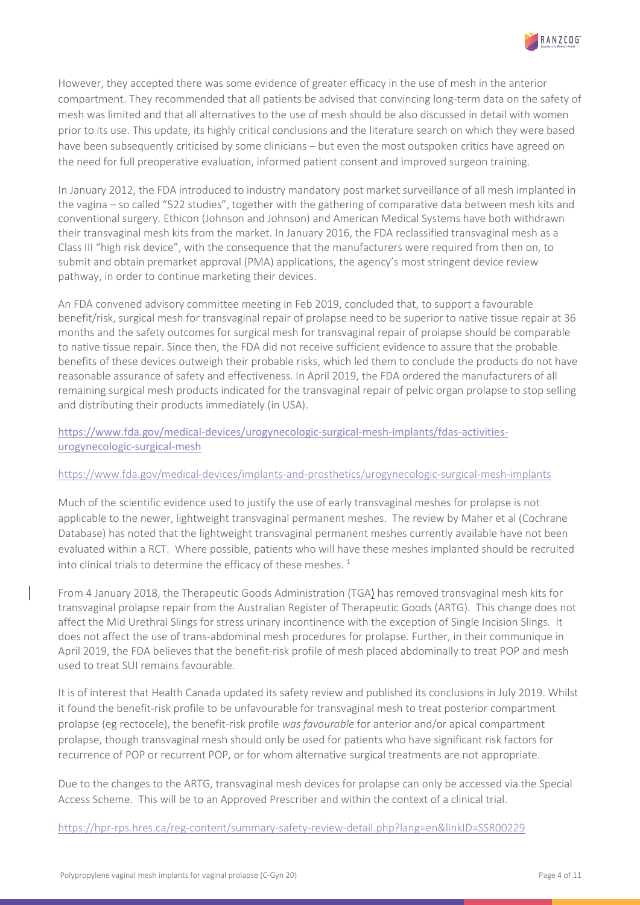However, they accepted there was some evidence of greater efficacy in the use of mesh in the anterior compartment. They recommended that all patients be advised that convincing long-term data on the safety of mesh was limited and that all alternatives to the use of mesh should be also discussed in detail with women prior to its use. This update, its highly critical conclusions and the literature search on which they were based have been subsequently criticised by some clinicians – but even the most outspoken critics have agreed on the need for full preoperative evaluation, informed patient consent and improved surgeon training.

In January 2012, the FDA introduced to industry mandatory post market surveillance of all mesh implanted in the vagina – so called "522 studies", together with the gathering of comparative data between mesh kits and conventional surgery. Ethicon (Johnson and Johnson) and American Medical Systems have both withdrawn their transvaginal mesh kits from the market. In January 2016, the FDA reclassified transvaginal mesh as a Class III "high risk device", with the consequence that the manufacturers were required from then on, to submit and obtain premarket approval (PMA) applications, the agency's most stringent device review pathway, in order to continue marketing their devices.

An FDA convened advisory committee meeting in Feb 2019, concluded that, to support a favourable benefit/risk, surgical mesh for transvaginal repair of prolapse need to be superior to native tissue repair at 36 months and the safety outcomes for surgical mesh for transvaginal repair of prolapse should be comparable to native tissue repair. Since then, the FDA did not receive sufficient evidence to assure that the probable benefits of these devices outweigh their probable risks, which led them to conclude the products do not have reasonable assurance of safety and effectiveness. In April 2019, the FDA ordered the manufacturers of all remaining surgical mesh products indicated for the transvaginal repair of pelvic organ prolapse to stop selling and distributing their products immediately (in USA).

https://www.fda.gov/medical-devices/urogynecologic-surgical-mesh-implants/fdas-activities-urogynecologic-surgical-mesh

https://www.fda.gov/medical-devices/implants-and-prosthetics/urogynecologic-surgical-mesh-implants

Much of the scientific evidence used to justify the use of early transvaginal meshes for prolapse is not applicable to the newer, lightweight transvaginal permanent meshes. The review by Maher et al (Cochrane Database) has noted that the lightweight transvaginal permanent meshes currently available have not been evaluated within a RCT. Where possible, patients who will have these meshes implanted should be recruited into clinical trials to determine the efficacy of these meshes. [1]

From 4 January 2018, the Therapeutic Goods Administration (TGA) has removed transvaginal mesh kits for transvaginal prolapse repair from the Australian Register of Therapeutic Goods (ARTG). This change does not affect the Mid Urethral Slings for stress urinary incontinence with the exception of Single Incision Slings. It does not affect the use of trans-abdominal mesh procedures for prolapse. Further, in their communique in April 2019, the FDA believes that the benefit-risk profile of mesh placed abdominally to treat POP and mesh used to treat SUI remains favourable.

It is of interest that Health Canada updated its safety review and published its conclusions in July 2019. Whilst it found the benefit-risk profile to be unfavourable for transvaginal mesh to treat posterior compartment prolapse (eg rectocele), the benefit-risk profile *was favourable* for anterior and/or apical compartment prolapse, though transvaginal mesh should only be used for patients who have significant risk factors for recurrence of POP or recurrent POP, or for whom alternative surgical treatments are not appropriate.

Due to the changes to the ARTG, transvaginal mesh devices for prolapse can only be accessed via the Special Access Scheme. This will be to an Approved Prescriber and within the context of a clinical trial.

https://hpr-rps.hres.ca/reg-content/summary-safety-review-detail.php?lang=en&linkID=SSR00229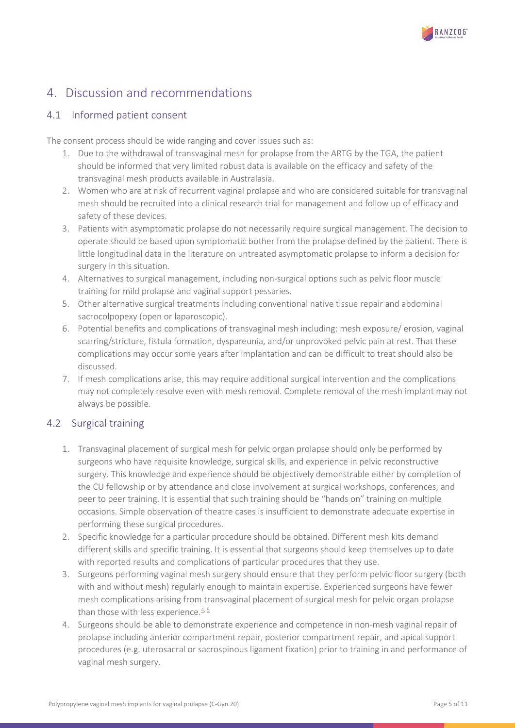## 4. Discussion and recommendations

### 4.1 Informed patient consent

The consent process should be wide ranging and cover issues such as:

1. Due to the withdrawal of transvaginal mesh for prolapse from the ARTG by the TGA, the patient should be informed that very limited robust data is available on the efficacy and safety of the transvaginal mesh products available in Australasia.
2. Women who are at risk of recurrent vaginal prolapse and who are considered suitable for transvaginal mesh should be recruited into a clinical research trial for management and follow up of efficacy and safety of these devices.
3. Patients with asymptomatic prolapse do not necessarily require surgical management. The decision to operate should be based upon symptomatic bother from the prolapse defined by the patient. There is little longitudinal data in the literature on untreated asymptomatic prolapse to inform a decision for surgery in this situation.
4. Alternatives to surgical management, including non-surgical options such as pelvic floor muscle training for mild prolapse and vaginal support pessaries.
5. Other alternative surgical treatments including conventional native tissue repair and abdominal sacrocolpopexy (open or laparoscopic).
6. Potential benefits and complications of transvaginal mesh including: mesh exposure/ erosion, vaginal scarring/stricture, fistula formation, dyspareunia, and/or unprovoked pelvic pain at rest. That these complications may occur some years after implantation and can be difficult to treat should also be discussed.
7. If mesh complications arise, this may require additional surgical intervention and the complications may not completely resolve even with mesh removal. Complete removal of the mesh implant may not always be possible.

### 4.2 Surgical training

1. Transvaginal placement of surgical mesh for pelvic organ prolapse should only be performed by surgeons who have requisite knowledge, surgical skills, and experience in pelvic reconstructive surgery. This knowledge and experience should be objectively demonstrable either by completion of the CU fellowship or by attendance and close involvement at surgical workshops, conferences, and peer to peer training. It is essential that such training should be "hands on" training on multiple occasions. Simple observation of theatre cases is insufficient to demonstrate adequate expertise in performing these surgical procedures.
2. Specific knowledge for a particular procedure should be obtained. Different mesh kits demand different skills and specific training. It is essential that surgeons should keep themselves up to date with reported results and complications of particular procedures that they use.
3. Surgeons performing vaginal mesh surgery should ensure that they perform pelvic floor surgery (both with and without mesh) regularly enough to maintain expertise. Experienced surgeons have fewer mesh complications arising from transvaginal placement of surgical mesh for pelvic organ prolapse than those with less experience.[4, 5]
4. Surgeons should be able to demonstrate experience and competence in non-mesh vaginal repair of prolapse including anterior compartment repair, posterior compartment repair, and apical support procedures (e.g. uterosacral or sacrospinous ligament fixation) prior to training in and performance of vaginal mesh surgery.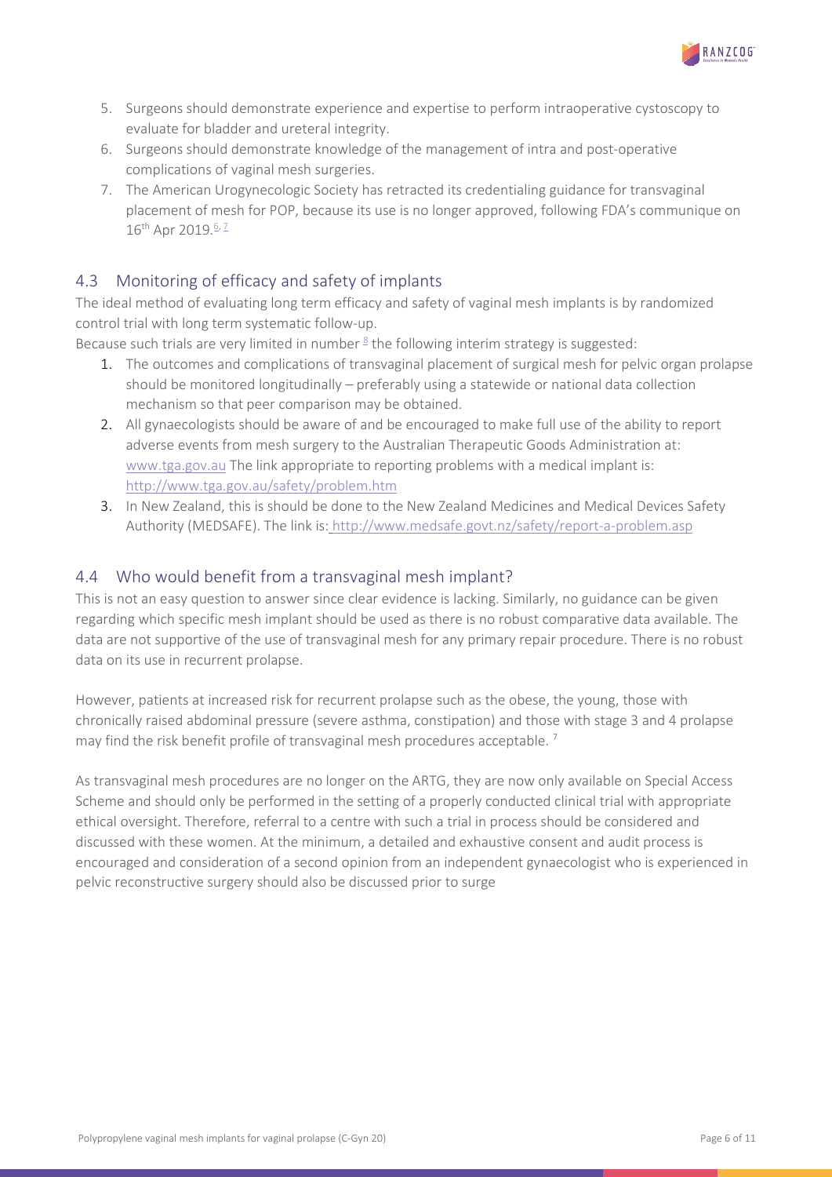5. Surgeons should demonstrate experience and expertise to perform intraoperative cystoscopy to evaluate for bladder and ureteral integrity.
6. Surgeons should demonstrate knowledge of the management of intra and post-operative complications of vaginal mesh surgeries.
7. The American Urogynecologic Society has retracted its credentialing guidance for transvaginal placement of mesh for POP, because its use is no longer approved, following FDA's communique on 16th Apr 2019.[6, 7]

## 4.3 Monitoring of efficacy and safety of implants

The ideal method of evaluating long term efficacy and safety of vaginal mesh implants is by randomized control trial with long term systematic follow-up.

Because such trials are very limited in number [8] the following interim strategy is suggested:

1. The outcomes and complications of transvaginal placement of surgical mesh for pelvic organ prolapse should be monitored longitudinally – preferably using a statewide or national data collection mechanism so that peer comparison may be obtained.
2. All gynaecologists should be aware of and be encouraged to make full use of the ability to report adverse events from mesh surgery to the Australian Therapeutic Goods Administration at: www.tga.gov.au The link appropriate to reporting problems with a medical implant is: http://www.tga.gov.au/safety/problem.htm
3. In New Zealand, this is should be done to the New Zealand Medicines and Medical Devices Safety Authority (MEDSAFE). The link is: http://www.medsafe.govt.nz/safety/report-a-problem.asp

## 4.4 Who would benefit from a transvaginal mesh implant?

This is not an easy question to answer since clear evidence is lacking. Similarly, no guidance can be given regarding which specific mesh implant should be used as there is no robust comparative data available. The data are not supportive of the use of transvaginal mesh for any primary repair procedure. There is no robust data on its use in recurrent prolapse.

However, patients at increased risk for recurrent prolapse such as the obese, the young, those with chronically raised abdominal pressure (severe asthma, constipation) and those with stage 3 and 4 prolapse may find the risk benefit profile of transvaginal mesh procedures acceptable. [7]

As transvaginal mesh procedures are no longer on the ARTG, they are now only available on Special Access Scheme and should only be performed in the setting of a properly conducted clinical trial with appropriate ethical oversight. Therefore, referral to a centre with such a trial in process should be considered and discussed with these women. At the minimum, a detailed and exhaustive consent and audit process is encouraged and consideration of a second opinion from an independent gynaecologist who is experienced in pelvic reconstructive surgery should also be discussed prior to surge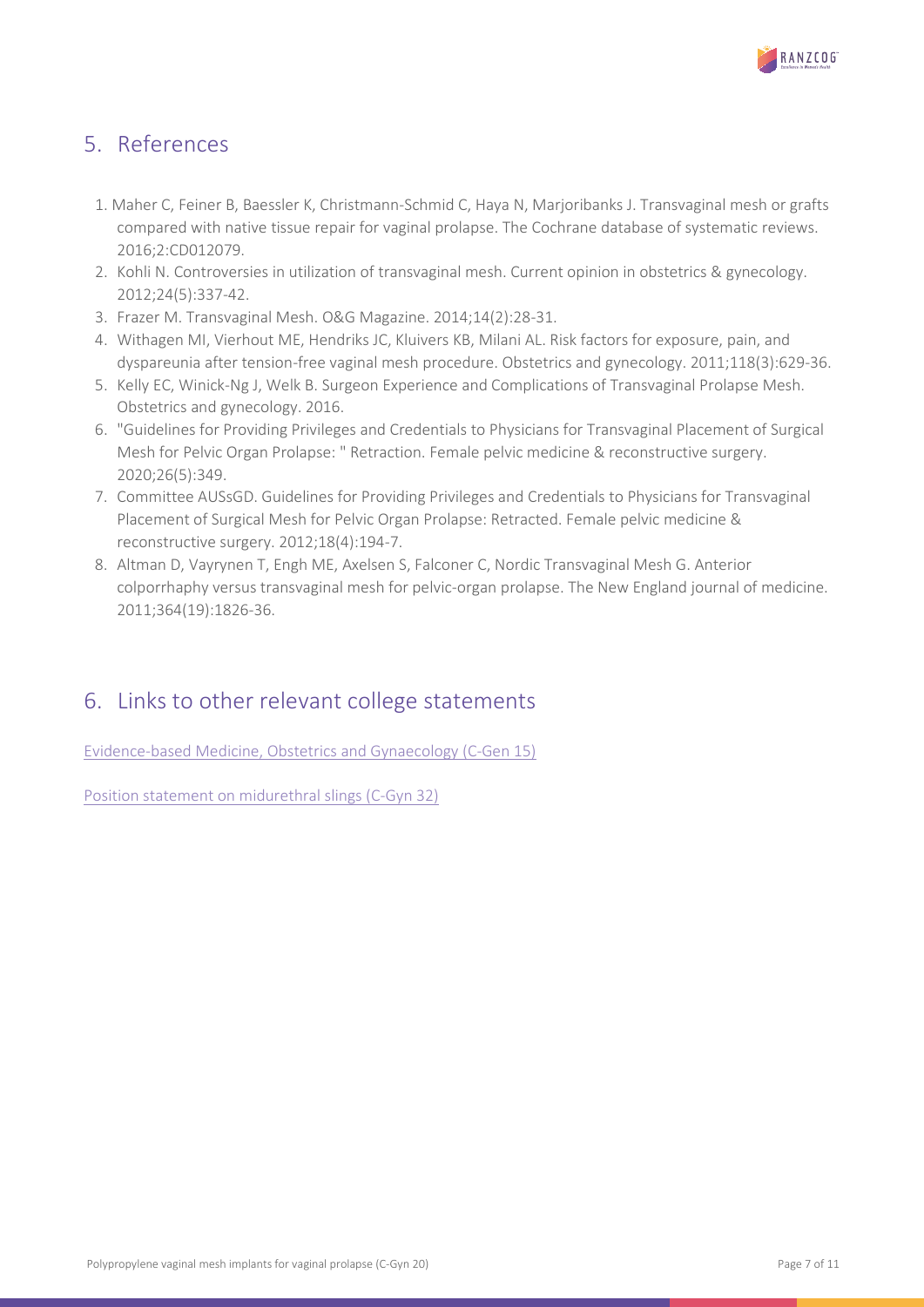## 5. References

1. Maher C, Feiner B, Baessler K, Christmann-Schmid C, Haya N, Marjoribanks J. Transvaginal mesh or grafts compared with native tissue repair for vaginal prolapse. The Cochrane database of systematic reviews. 2016;2:CD012079.
2. Kohli N. Controversies in utilization of transvaginal mesh. Current opinion in obstetrics & gynecology. 2012;24(5):337-42.
3. Frazer M. Transvaginal Mesh. O&G Magazine. 2014;14(2):28-31.
4. Withagen MI, Vierhout ME, Hendriks JC, Kluivers KB, Milani AL. Risk factors for exposure, pain, and dyspareunia after tension-free vaginal mesh procedure. Obstetrics and gynecology. 2011;118(3):629-36.
5. Kelly EC, Winick-Ng J, Welk B. Surgeon Experience and Complications of Transvaginal Prolapse Mesh. Obstetrics and gynecology. 2016.
6. "Guidelines for Providing Privileges and Credentials to Physicians for Transvaginal Placement of Surgical Mesh for Pelvic Organ Prolapse: " Retraction. Female pelvic medicine & reconstructive surgery. 2020;26(5):349.
7. Committee AUSsGD. Guidelines for Providing Privileges and Credentials to Physicians for Transvaginal Placement of Surgical Mesh for Pelvic Organ Prolapse: Retracted. Female pelvic medicine & reconstructive surgery. 2012;18(4):194-7.
8. Altman D, Vayrynen T, Engh ME, Axelsen S, Falconer C, Nordic Transvaginal Mesh G. Anterior colporrhaphy versus transvaginal mesh for pelvic-organ prolapse. The New England journal of medicine. 2011;364(19):1826-36.

## 6. Links to other relevant college statements

Evidence-based Medicine, Obstetrics and Gynaecology (C-Gen 15)

Position statement on midurethral slings (C-Gyn 32)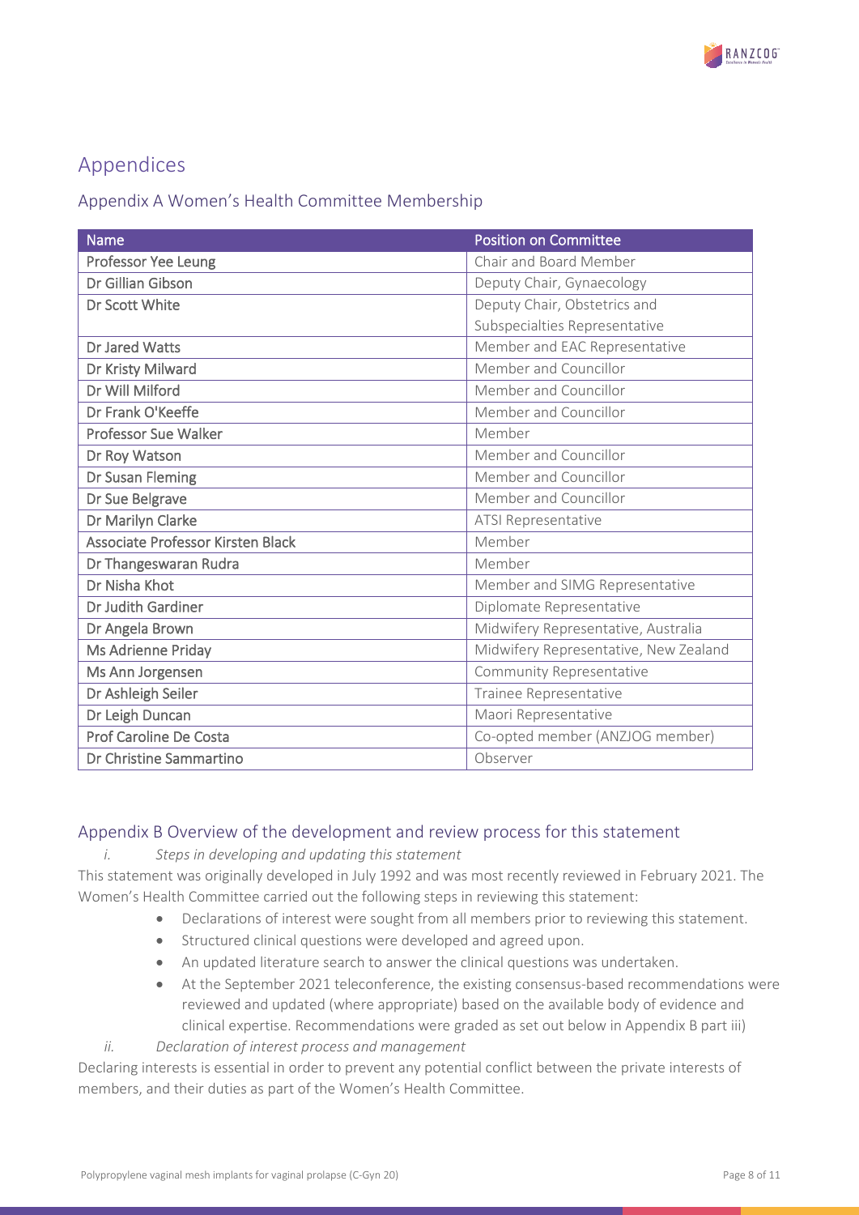# Appendices

## Appendix A Women's Health Committee Membership

| Name | Position on Committee |
|---|---|
| Professor Yee Leung | Chair and Board Member |
| Dr Gillian Gibson | Deputy Chair, Gynaecology |
| Dr Scott White | Deputy Chair, Obstetrics and Subspecialties Representative |
| Dr Jared Watts | Member and EAC Representative |
| Dr Kristy Milward | Member and Councillor |
| Dr Will Milford | Member and Councillor |
| Dr Frank O'Keeffe | Member and Councillor |
| Professor Sue Walker | Member |
| Dr Roy Watson | Member and Councillor |
| Dr Susan Fleming | Member and Councillor |
| Dr Sue Belgrave | Member and Councillor |
| Dr Marilyn Clarke | ATSI Representative |
| Associate Professor Kirsten Black | Member |
| Dr Thangeswaran Rudra | Member |
| Dr Nisha Khot | Member and SIMG Representative |
| Dr Judith Gardiner | Diplomate Representative |
| Dr Angela Brown | Midwifery Representative, Australia |
| Ms Adrienne Priday | Midwifery Representative, New Zealand |
| Ms Ann Jorgensen | Community Representative |
| Dr Ashleigh Seiler | Trainee Representative |
| Dr Leigh Duncan | Maori Representative |
| Prof Caroline De Costa | Co-opted member (ANZJOG member) |
| Dr Christine Sammartino | Observer |

## Appendix B Overview of the development and review process for this statement

*i. Steps in developing and updating this statement*

This statement was originally developed in July 1992 and was most recently reviewed in February 2021. The Women's Health Committee carried out the following steps in reviewing this statement:

- Declarations of interest were sought from all members prior to reviewing this statement.
- Structured clinical questions were developed and agreed upon.
- An updated literature search to answer the clinical questions was undertaken.
- At the September 2021 teleconference, the existing consensus-based recommendations were reviewed and updated (where appropriate) based on the available body of evidence and clinical expertise. Recommendations were graded as set out below in Appendix B part iii)

*ii. Declaration of interest process and management*

Declaring interests is essential in order to prevent any potential conflict between the private interests of members, and their duties as part of the Women's Health Committee.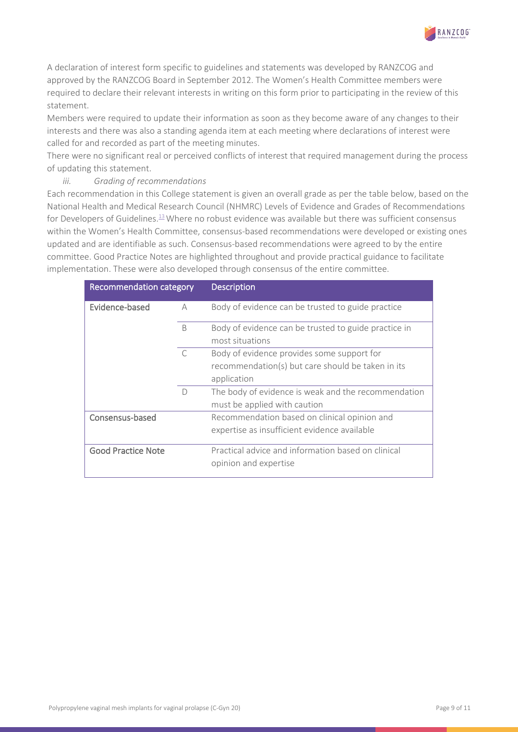A declaration of interest form specific to guidelines and statements was developed by RANZCOG and approved by the RANZCOG Board in September 2012. The Women's Health Committee members were required to declare their relevant interests in writing on this form prior to participating in the review of this statement.

Members were required to update their information as soon as they become aware of any changes to their interests and there was also a standing agenda item at each meeting where declarations of interest were called for and recorded as part of the meeting minutes.

There were no significant real or perceived conflicts of interest that required management during the process of updating this statement.

*iii. Grading of recommendations*

Each recommendation in this College statement is given an overall grade as per the table below, based on the National Health and Medical Research Council (NHMRC) Levels of Evidence and Grades of Recommendations for Developers of Guidelines.[13] Where no robust evidence was available but there was sufficient consensus within the Women's Health Committee, consensus-based recommendations were developed or existing ones updated and are identifiable as such. Consensus-based recommendations were agreed to by the entire committee. Good Practice Notes are highlighted throughout and provide practical guidance to facilitate implementation. These were also developed through consensus of the entire committee.

| Recommendation category | | Description |
|---|---|---|
| Evidence-based | A | Body of evidence can be trusted to guide practice |
| | B | Body of evidence can be trusted to guide practice in most situations |
| | C | Body of evidence provides some support for recommendation(s) but care should be taken in its application |
| | D | The body of evidence is weak and the recommendation must be applied with caution |
| Consensus-based | | Recommendation based on clinical opinion and expertise as insufficient evidence available |
| Good Practice Note | | Practical advice and information based on clinical opinion and expertise |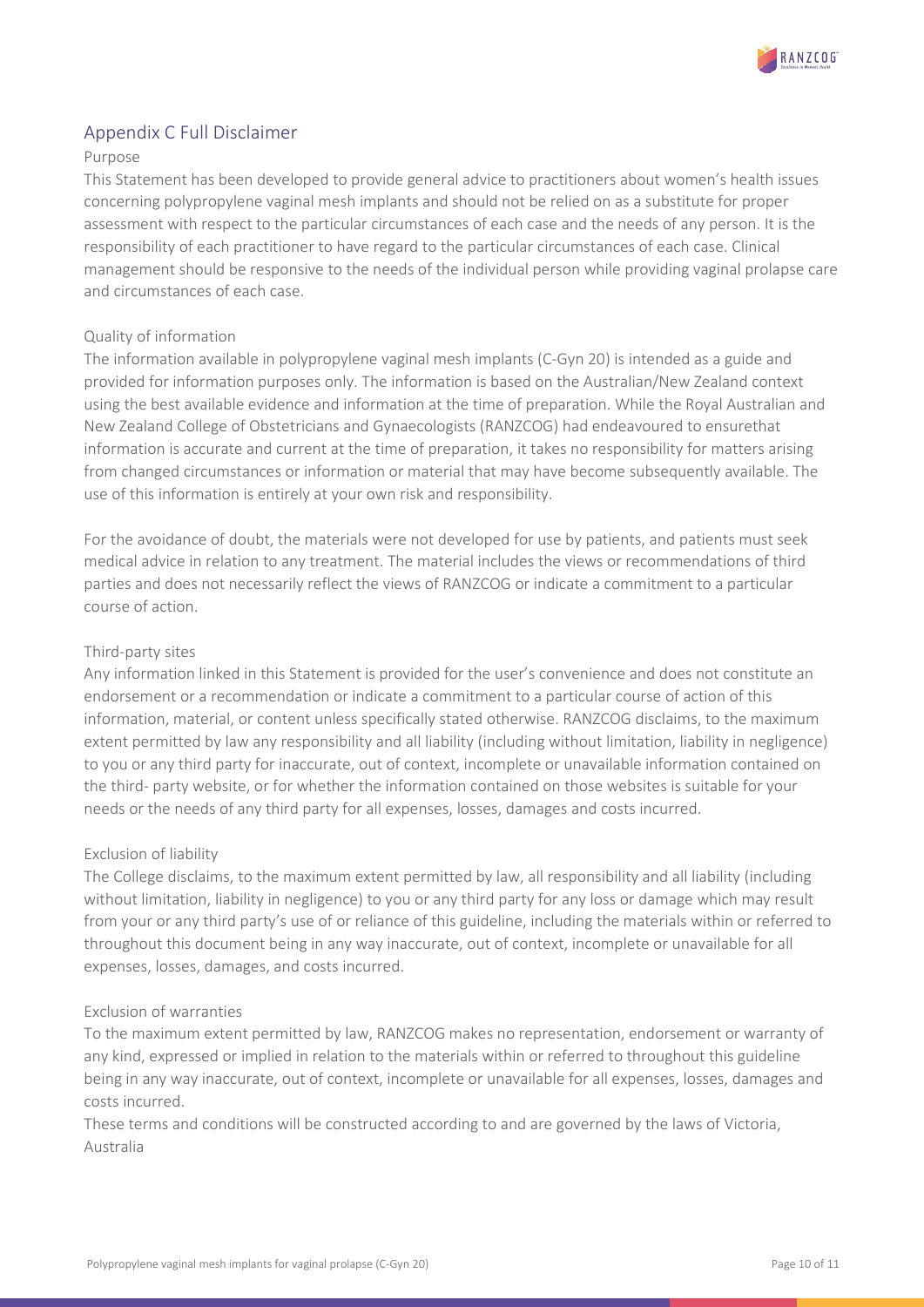## Appendix C Full Disclaimer

### Purpose

This Statement has been developed to provide general advice to practitioners about women's health issues concerning polypropylene vaginal mesh implants and should not be relied on as a substitute for proper assessment with respect to the particular circumstances of each case and the needs of any person. It is the responsibility of each practitioner to have regard to the particular circumstances of each case. Clinical management should be responsive to the needs of the individual person while providing vaginal prolapse care and circumstances of each case.

### Quality of information

The information available in polypropylene vaginal mesh implants (C-Gyn 20) is intended as a guide and provided for information purposes only. The information is based on the Australian/New Zealand context using the best available evidence and information at the time of preparation. While the Royal Australian and New Zealand College of Obstetricians and Gynaecologists (RANZCOG) had endeavoured to ensurethat information is accurate and current at the time of preparation, it takes no responsibility for matters arising from changed circumstances or information or material that may have become subsequently available. The use of this information is entirely at your own risk and responsibility.

For the avoidance of doubt, the materials were not developed for use by patients, and patients must seek medical advice in relation to any treatment. The material includes the views or recommendations of third parties and does not necessarily reflect the views of RANZCOG or indicate a commitment to a particular course of action.

### Third-party sites

Any information linked in this Statement is provided for the user's convenience and does not constitute an endorsement or a recommendation or indicate a commitment to a particular course of action of this information, material, or content unless specifically stated otherwise. RANZCOG disclaims, to the maximum extent permitted by law any responsibility and all liability (including without limitation, liability in negligence) to you or any third party for inaccurate, out of context, incomplete or unavailable information contained on the third- party website, or for whether the information contained on those websites is suitable for your needs or the needs of any third party for all expenses, losses, damages and costs incurred.

### Exclusion of liability

The College disclaims, to the maximum extent permitted by law, all responsibility and all liability (including without limitation, liability in negligence) to you or any third party for any loss or damage which may result from your or any third party's use of or reliance of this guideline, including the materials within or referred to throughout this document being in any way inaccurate, out of context, incomplete or unavailable for all expenses, losses, damages, and costs incurred.

### Exclusion of warranties

To the maximum extent permitted by law, RANZCOG makes no representation, endorsement or warranty of any kind, expressed or implied in relation to the materials within or referred to throughout this guideline being in any way inaccurate, out of context, incomplete or unavailable for all expenses, losses, damages and costs incurred.

These terms and conditions will be constructed according to and are governed by the laws of Victoria, Australia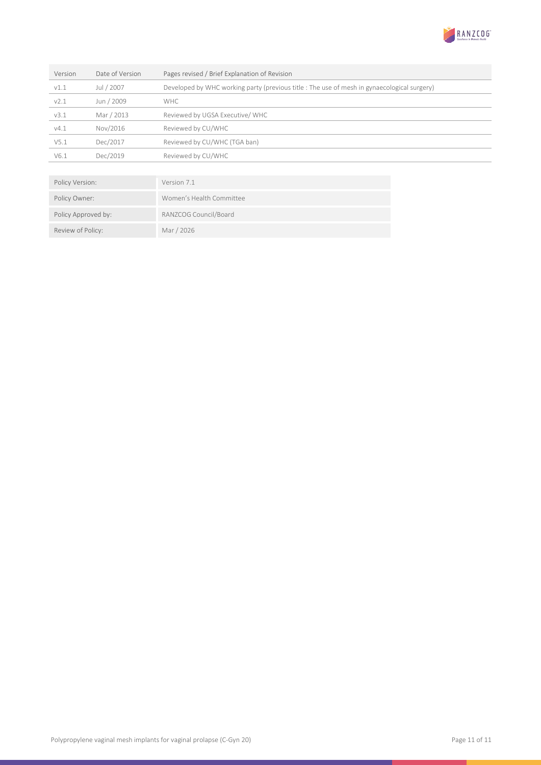| Version | Date of Version | Pages revised / Brief Explanation of Revision |
|---|---|---|
| v1.1 | Jul / 2007 | Developed by WHC working party (previous title : The use of mesh in gynaecological surgery) |
| v2.1 | Jun / 2009 | WHC |
| v3.1 | Mar / 2013 | Reviewed by UGSA Executive/ WHC |
| v4.1 | Nov/2016 | Reviewed by CU/WHC |
| V5.1 | Dec/2017 | Reviewed by CU/WHC (TGA ban) |
| V6.1 | Dec/2019 | Reviewed by CU/WHC |

| | |
|---|---|
| Policy Version: | Version 7.1 |
| Policy Owner: | Women's Health Committee |
| Policy Approved by: | RANZCOG Council/Board |
| Review of Policy: | Mar / 2026 |